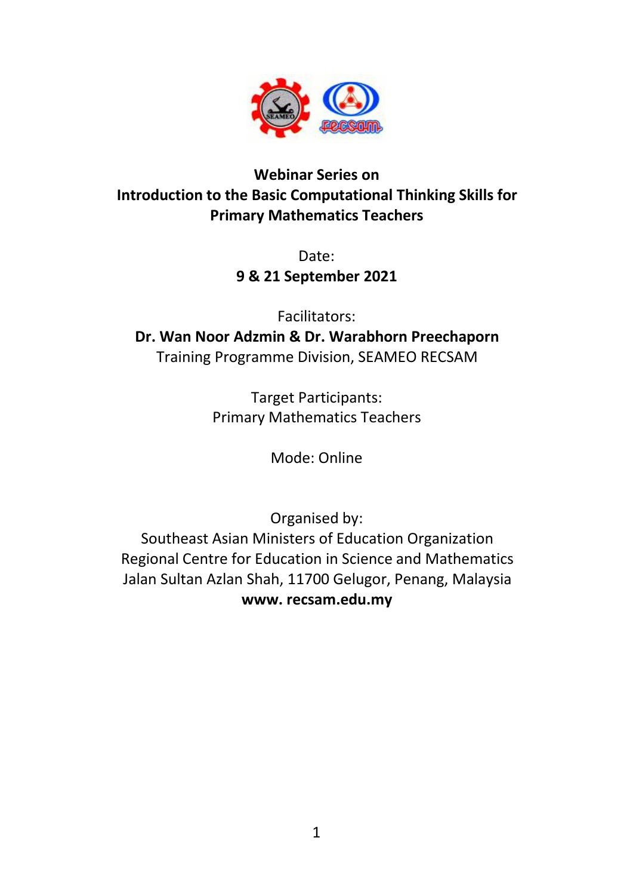# Webinar Series on Introduction to the Basic Computational Thinking Skills for Primary Mathematics Teachers

Date:

**9 & 21 September 2021**

Facilitators:

**Dr. Wan Noor Adzmin & Dr. Warabhorn Preechaporn**

Training Programme Division, SEAMEO RECSAM

Target Participants:

Primary Mathematics Teachers

Mode: Online

Organised by:

Southeast Asian Ministers of Education Organization
Regional Centre for Education in Science and Mathematics
Jalan Sultan Azlan Shah, 11700 Gelugor, Penang, Malaysia

**www. recsam.edu.my**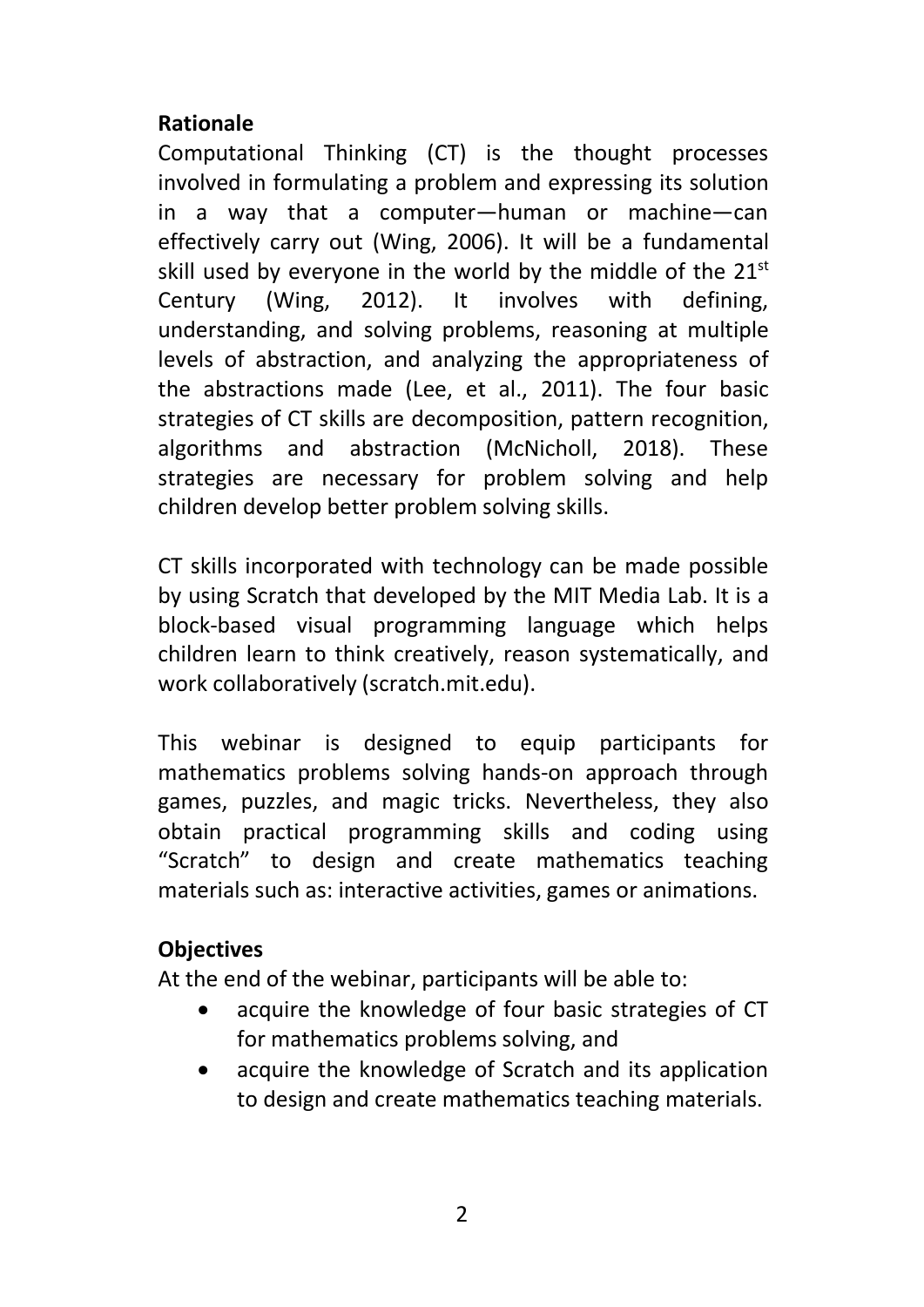**Rationale**

Computational Thinking (CT) is the thought processes involved in formulating a problem and expressing its solution in a way that a computer—human or machine—can effectively carry out (Wing, 2006). It will be a fundamental skill used by everyone in the world by the middle of the 21st Century (Wing, 2012). It involves with defining, understanding, and solving problems, reasoning at multiple levels of abstraction, and analyzing the appropriateness of the abstractions made (Lee, et al., 2011). The four basic strategies of CT skills are decomposition, pattern recognition, algorithms and abstraction (McNicholl, 2018). These strategies are necessary for problem solving and help children develop better problem solving skills.

CT skills incorporated with technology can be made possible by using Scratch that developed by the MIT Media Lab. It is a block-based visual programming language which helps children learn to think creatively, reason systematically, and work collaboratively (scratch.mit.edu).

This webinar is designed to equip participants for mathematics problems solving hands-on approach through games, puzzles, and magic tricks. Nevertheless, they also obtain practical programming skills and coding using "Scratch" to design and create mathematics teaching materials such as: interactive activities, games or animations.

**Objectives**

At the end of the webinar, participants will be able to:

- acquire the knowledge of four basic strategies of CT for mathematics problems solving, and
- acquire the knowledge of Scratch and its application to design and create mathematics teaching materials.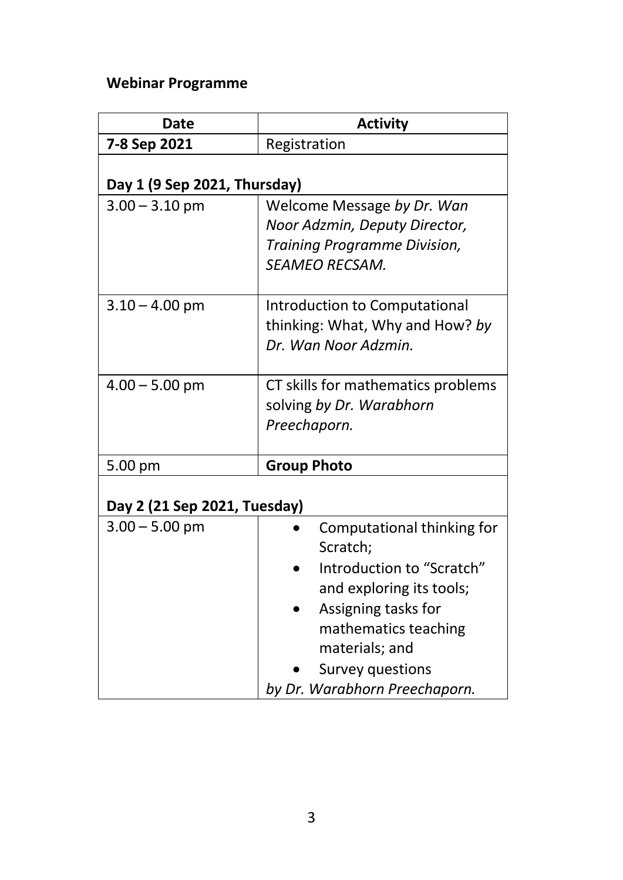**Webinar Programme**

| Date | Activity |
|---|---|
| **7-8 Sep 2021** | Registration |
| **Day 1 (9 Sep 2021, Thursday)** | |
| 3.00 – 3.10 pm | Welcome Message *by Dr. Wan Noor Adzmin, Deputy Director, Training Programme Division, SEAMEO RECSAM.* |
| 3.10 – 4.00 pm | Introduction to Computational thinking: What, Why and How? *by Dr. Wan Noor Adzmin.* |
| 4.00 – 5.00 pm | CT skills for mathematics problems solving *by Dr. Warabhorn Preechaporn.* |
| 5.00 pm | **Group Photo** |
| **Day 2 (21 Sep 2021, Tuesday)** | |
| 3.00 – 5.00 pm | • Computational thinking for Scratch;<br>• Introduction to "Scratch" and exploring its tools;<br>• Assigning tasks for mathematics teaching materials; and<br>• Survey questions<br>*by Dr. Warabhorn Preechaporn.* |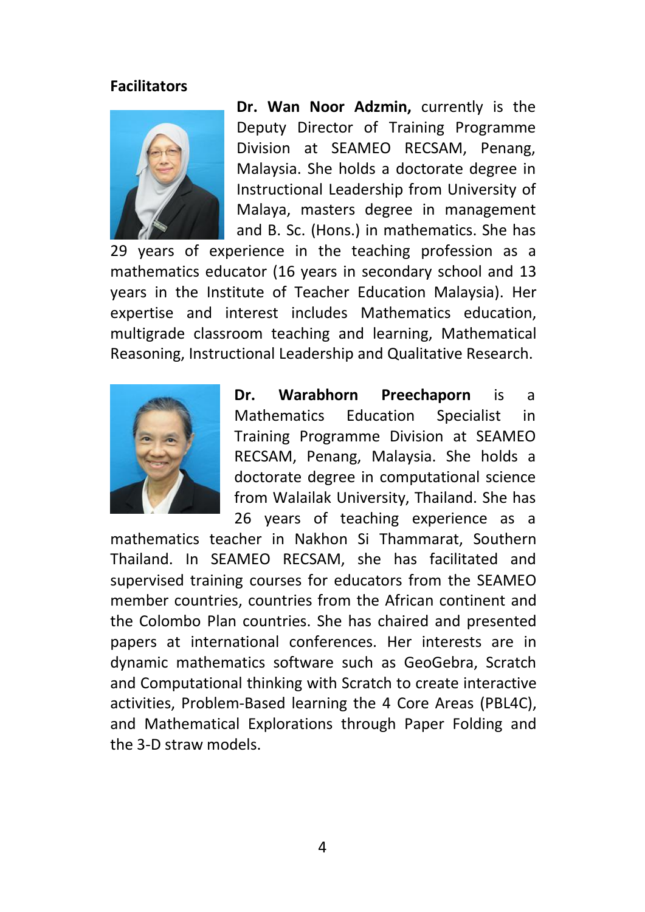## Facilitators

**Dr. Wan Noor Adzmin,** currently is the Deputy Director of Training Programme Division at SEAMEO RECSAM, Penang, Malaysia. She holds a doctorate degree in Instructional Leadership from University of Malaya, masters degree in management and B. Sc. (Hons.) in mathematics. She has 29 years of experience in the teaching profession as a mathematics educator (16 years in secondary school and 13 years in the Institute of Teacher Education Malaysia). Her expertise and interest includes Mathematics education, multigrade classroom teaching and learning, Mathematical Reasoning, Instructional Leadership and Qualitative Research.

**Dr. Warabhorn Preechaporn** is a Mathematics Education Specialist in Training Programme Division at SEAMEO RECSAM, Penang, Malaysia. She holds a doctorate degree in computational science from Walailak University, Thailand. She has 26 years of teaching experience as a mathematics teacher in Nakhon Si Thammarat, Southern Thailand. In SEAMEO RECSAM, she has facilitated and supervised training courses for educators from the SEAMEO member countries, countries from the African continent and the Colombo Plan countries. She has chaired and presented papers at international conferences. Her interests are in dynamic mathematics software such as GeoGebra, Scratch and Computational thinking with Scratch to create interactive activities, Problem-Based learning the 4 Core Areas (PBL4C), and Mathematical Explorations through Paper Folding and the 3-D straw models.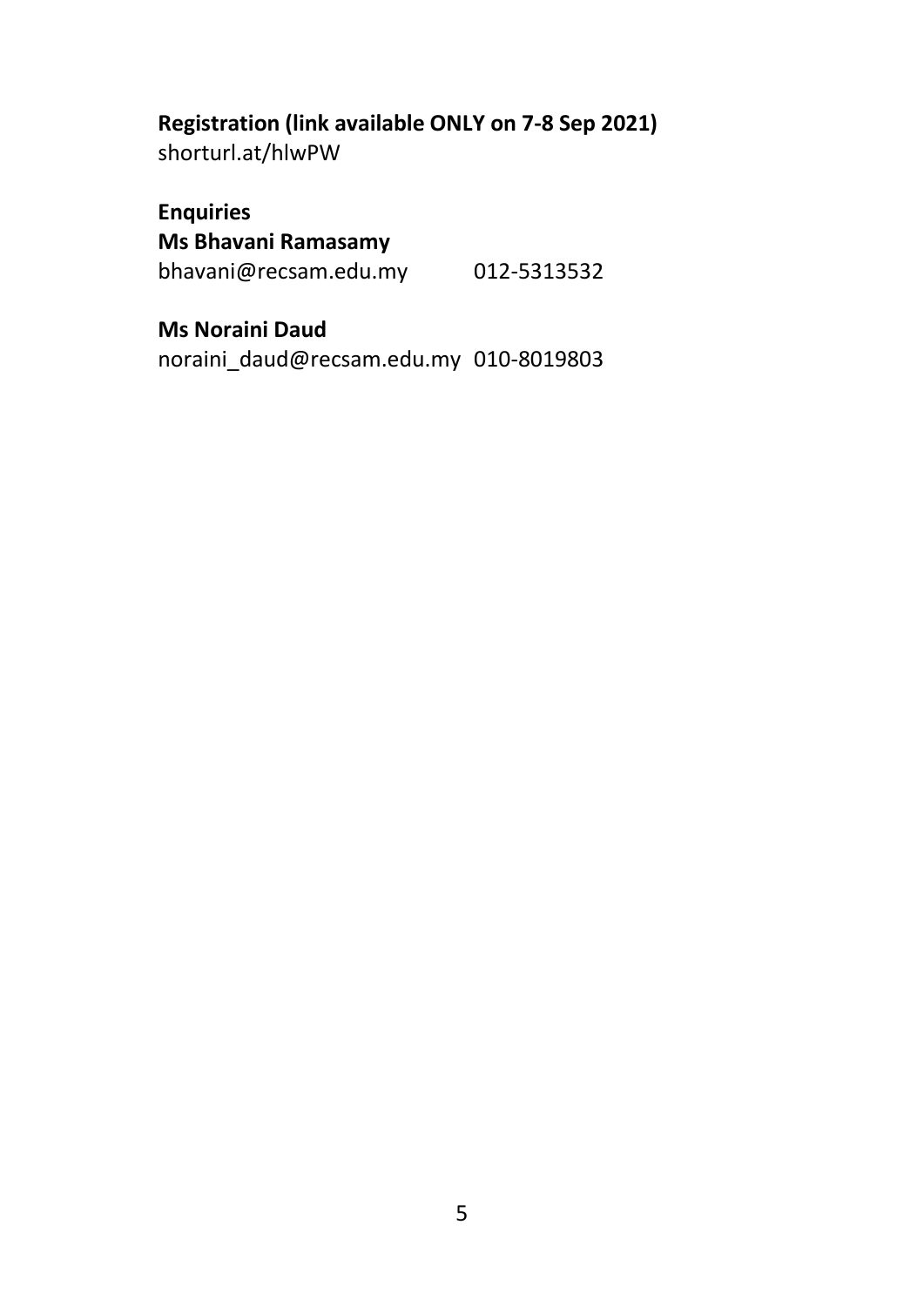**Registration (link available ONLY on 7-8 Sep 2021)**
shorturl.at/hlwPW

**Enquiries**
**Ms Bhavani Ramasamy**
bhavani@recsam.edu.my 012-5313532

**Ms Noraini Daud**
noraini_daud@recsam.edu.my 010-8019803